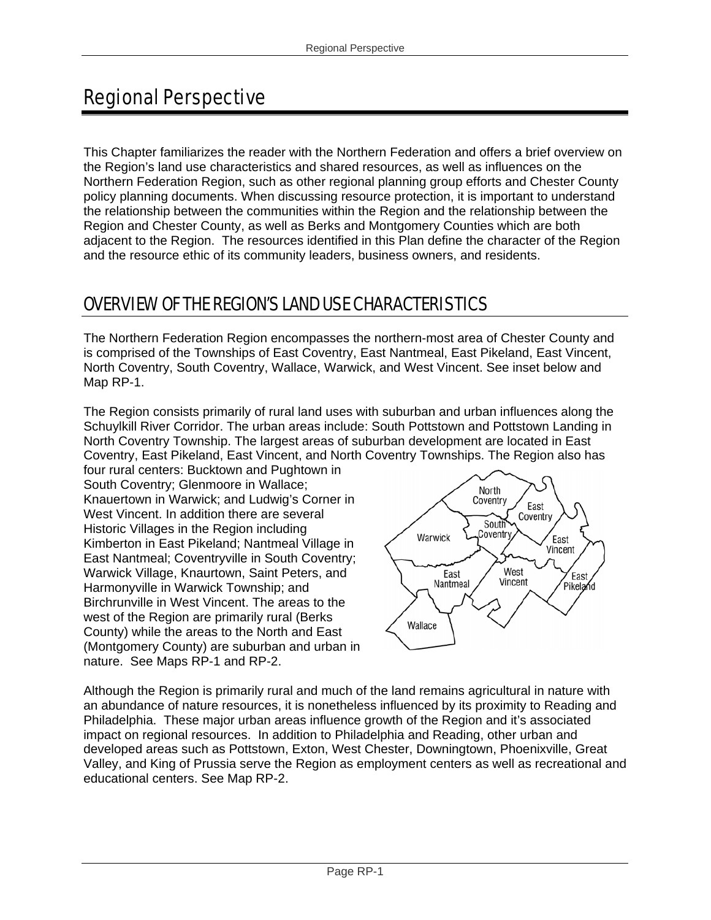# Regional Perspective

This Chapter familiarizes the reader with the Northern Federation and offers a brief overview on the Region's land use characteristics and shared resources, as well as influences on the Northern Federation Region, such as other regional planning group efforts and Chester County policy planning documents. When discussing resource protection, it is important to understand the relationship between the communities within the Region and the relationship between the Region and Chester County, as well as Berks and Montgomery Counties which are both adjacent to the Region. The resources identified in this Plan define the character of the Region and the resource ethic of its community leaders, business owners, and residents.

## OVERVIEW OF THE REGION'S LAND USE CHARACTERISTICS

The Northern Federation Region encompasses the northern-most area of Chester County and is comprised of the Townships of East Coventry, East Nantmeal, East Pikeland, East Vincent, North Coventry, South Coventry, Wallace, Warwick, and West Vincent. See inset below and Map RP-1.

The Region consists primarily of rural land uses with suburban and urban influences along the Schuylkill River Corridor. The urban areas include: South Pottstown and Pottstown Landing in North Coventry Township. The largest areas of suburban development are located in East Coventry, East Pikeland, East Vincent, and North Coventry Townships. The Region also has four rural centers: Bucktown and Pughtown in South Coventry; Glenmoore in Wallace; Knauertown in Warwick; and Ludwig's Corner in West Vincent. In addition there are several Historic Villages in the Region including Kimberton in East Pikeland; Nantmeal Village in East Nantmeal; Coventryville in South Coventry; Warwick Village, Knaurtown, Saint Peters, and Harmonyville in Warwick Township; and Birchrunville in West Vincent. The areas to the west of the Region are primarily rural (Berks County) while the areas to the North and East (Montgomery County) are suburban and urban in nature. See Maps RP-1 and RP-2.

Although the Region is primarily rural and much of the land remains agricultural in nature with an abundance of nature resources, it is nonetheless influenced by its proximity to Reading and Philadelphia. These major urban areas influence growth of the Region and it's associated impact on regional resources. In addition to Philadelphia and Reading, other urban and developed areas such as Pottstown, Exton, West Chester, Downingtown, Phoenixville, Great Valley, and King of Prussia serve the Region as employment centers as well as recreational and educational centers. See Map RP-2.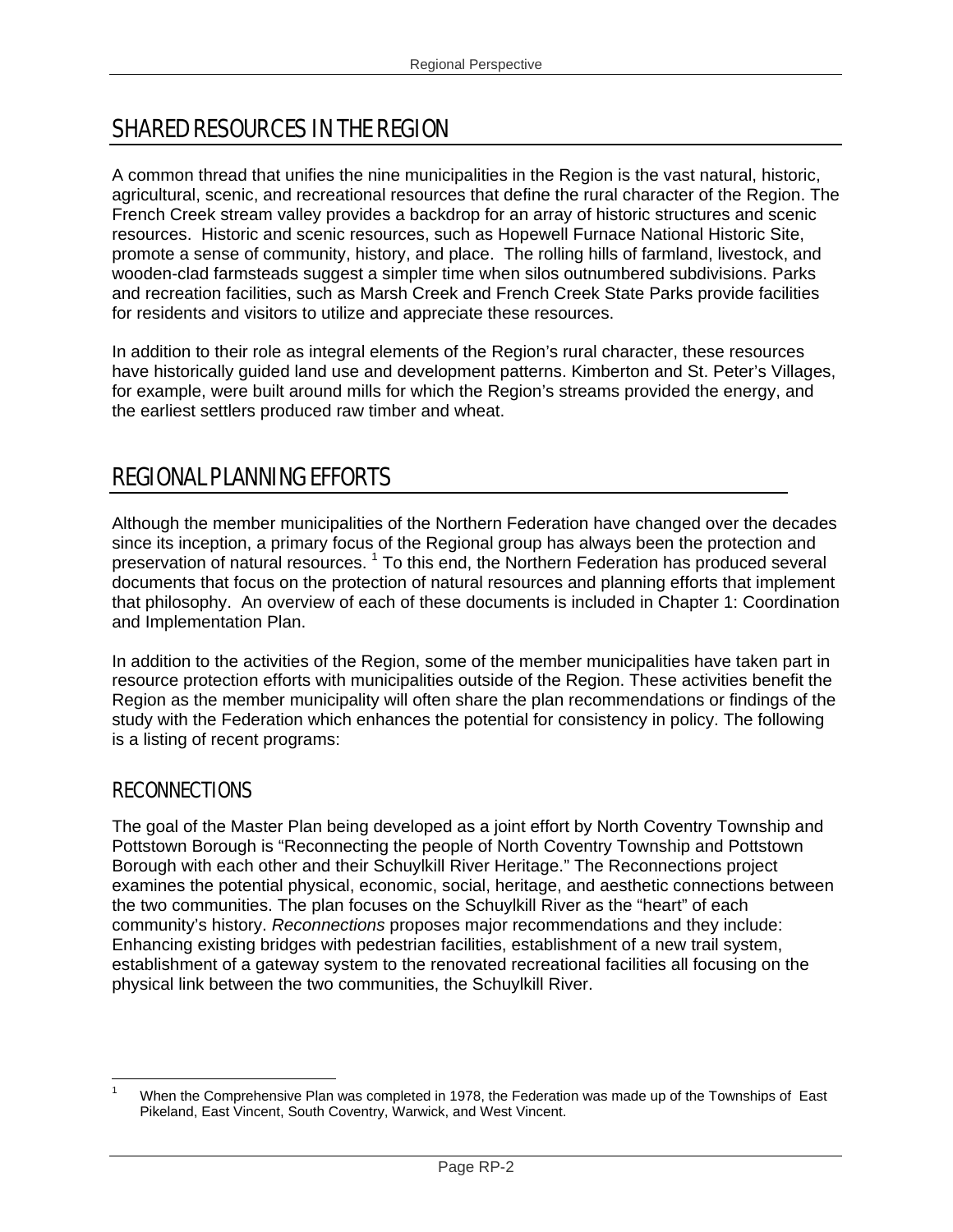## SHARED RESOURCES IN THE REGION

A common thread that unifies the nine municipalities in the Region is the vast natural, historic, agricultural, scenic, and recreational resources that define the rural character of the Region. The French Creek stream valley provides a backdrop for an array of historic structures and scenic resources. Historic and scenic resources, such as Hopewell Furnace National Historic Site, promote a sense of community, history, and place. The rolling hills of farmland, livestock, and wooden-clad farmsteads suggest a simpler time when silos outnumbered subdivisions. Parks and recreation facilities, such as Marsh Creek and French Creek State Parks provide facilities for residents and visitors to utilize and appreciate these resources.

In addition to their role as integral elements of the Region's rural character, these resources have historically guided land use and development patterns. Kimberton and St. Peter's Villages, for example, were built around mills for which the Region's streams provided the energy, and the earliest settlers produced raw timber and wheat.

## REGIONAL PLANNING EFFORTS

Although the member municipalities of the Northern Federation have changed over the decades since its inception, a primary focus of the Regional group has always been the protection and preservation of natural resources. [1] To this end, the Northern Federation has produced several documents that focus on the protection of natural resources and planning efforts that implement that philosophy. An overview of each of these documents is included in Chapter 1: Coordination and Implementation Plan.

In addition to the activities of the Region, some of the member municipalities have taken part in resource protection efforts with municipalities outside of the Region. These activities benefit the Region as the member municipality will often share the plan recommendations or findings of the study with the Federation which enhances the potential for consistency in policy. The following is a listing of recent programs:

### RECONNECTIONS

The goal of the Master Plan being developed as a joint effort by North Coventry Township and Pottstown Borough is "Reconnecting the people of North Coventry Township and Pottstown Borough with each other and their Schuylkill River Heritage." The Reconnections project examines the potential physical, economic, social, heritage, and aesthetic connections between the two communities. The plan focuses on the Schuylkill River as the "heart" of each community's history. *Reconnections* proposes major recommendations and they include: Enhancing existing bridges with pedestrian facilities, establishment of a new trail system, establishment of a gateway system to the renovated recreational facilities all focusing on the physical link between the two communities, the Schuylkill River.

---

[1] When the Comprehensive Plan was completed in 1978, the Federation was made up of the Townships of East Pikeland, East Vincent, South Coventry, Warwick, and West Vincent.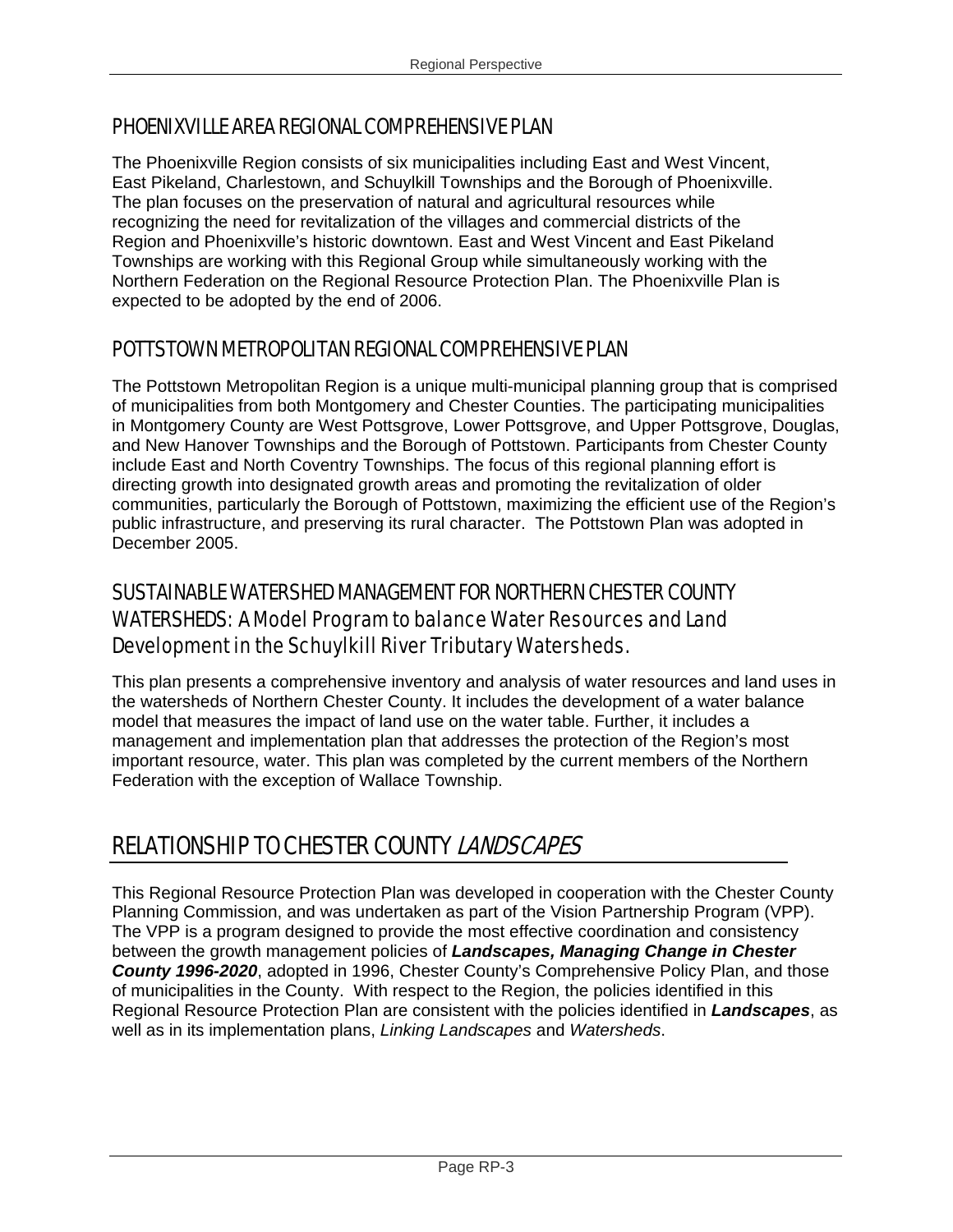### PHOENIXVILLE AREA REGIONAL COMPREHENSIVE PLAN

The Phoenixville Region consists of six municipalities including East and West Vincent, East Pikeland, Charlestown, and Schuylkill Townships and the Borough of Phoenixville. The plan focuses on the preservation of natural and agricultural resources while recognizing the need for revitalization of the villages and commercial districts of the Region and Phoenixville's historic downtown. East and West Vincent and East Pikeland Townships are working with this Regional Group while simultaneously working with the Northern Federation on the Regional Resource Protection Plan. The Phoenixville Plan is expected to be adopted by the end of 2006.

### POTTSTOWN METROPOLITAN REGIONAL COMPREHENSIVE PLAN

The Pottstown Metropolitan Region is a unique multi-municipal planning group that is comprised of municipalities from both Montgomery and Chester Counties. The participating municipalities in Montgomery County are West Pottsgrove, Lower Pottsgrove, and Upper Pottsgrove, Douglas, and New Hanover Townships and the Borough of Pottstown. Participants from Chester County include East and North Coventry Townships. The focus of this regional planning effort is directing growth into designated growth areas and promoting the revitalization of older communities, particularly the Borough of Pottstown, maximizing the efficient use of the Region's public infrastructure, and preserving its rural character. The Pottstown Plan was adopted in December 2005.

### SUSTAINABLE WATERSHED MANAGEMENT FOR NORTHERN CHESTER COUNTY WATERSHEDS: *A Model Program to balance Water Resources and Land Development in the Schuylkill River Tributary Watersheds.*

This plan presents a comprehensive inventory and analysis of water resources and land uses in the watersheds of Northern Chester County. It includes the development of a water balance model that measures the impact of land use on the water table. Further, it includes a management and implementation plan that addresses the protection of the Region's most important resource, water. This plan was completed by the current members of the Northern Federation with the exception of Wallace Township.

## RELATIONSHIP TO CHESTER COUNTY *LANDSCAPES*

This Regional Resource Protection Plan was developed in cooperation with the Chester County Planning Commission, and was undertaken as part of the Vision Partnership Program (VPP). The VPP is a program designed to provide the most effective coordination and consistency between the growth management policies of ***Landscapes, Managing Change in Chester County 1996-2020***, adopted in 1996, Chester County's Comprehensive Policy Plan, and those of municipalities in the County. With respect to the Region, the policies identified in this Regional Resource Protection Plan are consistent with the policies identified in ***Landscapes***, as well as in its implementation plans, *Linking Landscapes* and *Watersheds*.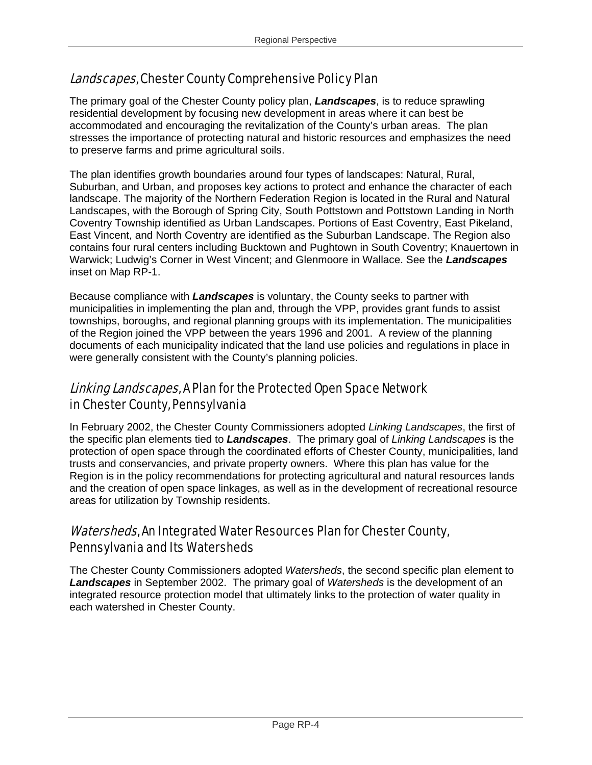## *Landscapes*, Chester County Comprehensive Policy Plan

The primary goal of the Chester County policy plan, ***Landscapes***, is to reduce sprawling residential development by focusing new development in areas where it can best be accommodated and encouraging the revitalization of the County's urban areas. The plan stresses the importance of protecting natural and historic resources and emphasizes the need to preserve farms and prime agricultural soils.

The plan identifies growth boundaries around four types of landscapes: Natural, Rural, Suburban, and Urban, and proposes key actions to protect and enhance the character of each landscape. The majority of the Northern Federation Region is located in the Rural and Natural Landscapes, with the Borough of Spring City, South Pottstown and Pottstown Landing in North Coventry Township identified as Urban Landscapes. Portions of East Coventry, East Pikeland, East Vincent, and North Coventry are identified as the Suburban Landscape. The Region also contains four rural centers including Bucktown and Pughtown in South Coventry; Knauertown in Warwick; Ludwig's Corner in West Vincent; and Glenmoore in Wallace. See the ***Landscapes*** inset on Map RP-1.

Because compliance with ***Landscapes*** is voluntary, the County seeks to partner with municipalities in implementing the plan and, through the VPP, provides grant funds to assist townships, boroughs, and regional planning groups with its implementation. The municipalities of the Region joined the VPP between the years 1996 and 2001. A review of the planning documents of each municipality indicated that the land use policies and regulations in place in were generally consistent with the County's planning policies.

## *Linking Landscapes*, A Plan for the Protected Open Space Network in Chester County, Pennsylvania

In February 2002, the Chester County Commissioners adopted *Linking Landscapes*, the first of the specific plan elements tied to ***Landscapes***. The primary goal of *Linking Landscapes* is the protection of open space through the coordinated efforts of Chester County, municipalities, land trusts and conservancies, and private property owners. Where this plan has value for the Region is in the policy recommendations for protecting agricultural and natural resources lands and the creation of open space linkages, as well as in the development of recreational resource areas for utilization by Township residents.

## *Watersheds*, An Integrated Water Resources Plan for Chester County, Pennsylvania and Its Watersheds

The Chester County Commissioners adopted *Watersheds*, the second specific plan element to ***Landscapes*** in September 2002. The primary goal of *Watersheds* is the development of an integrated resource protection model that ultimately links to the protection of water quality in each watershed in Chester County.